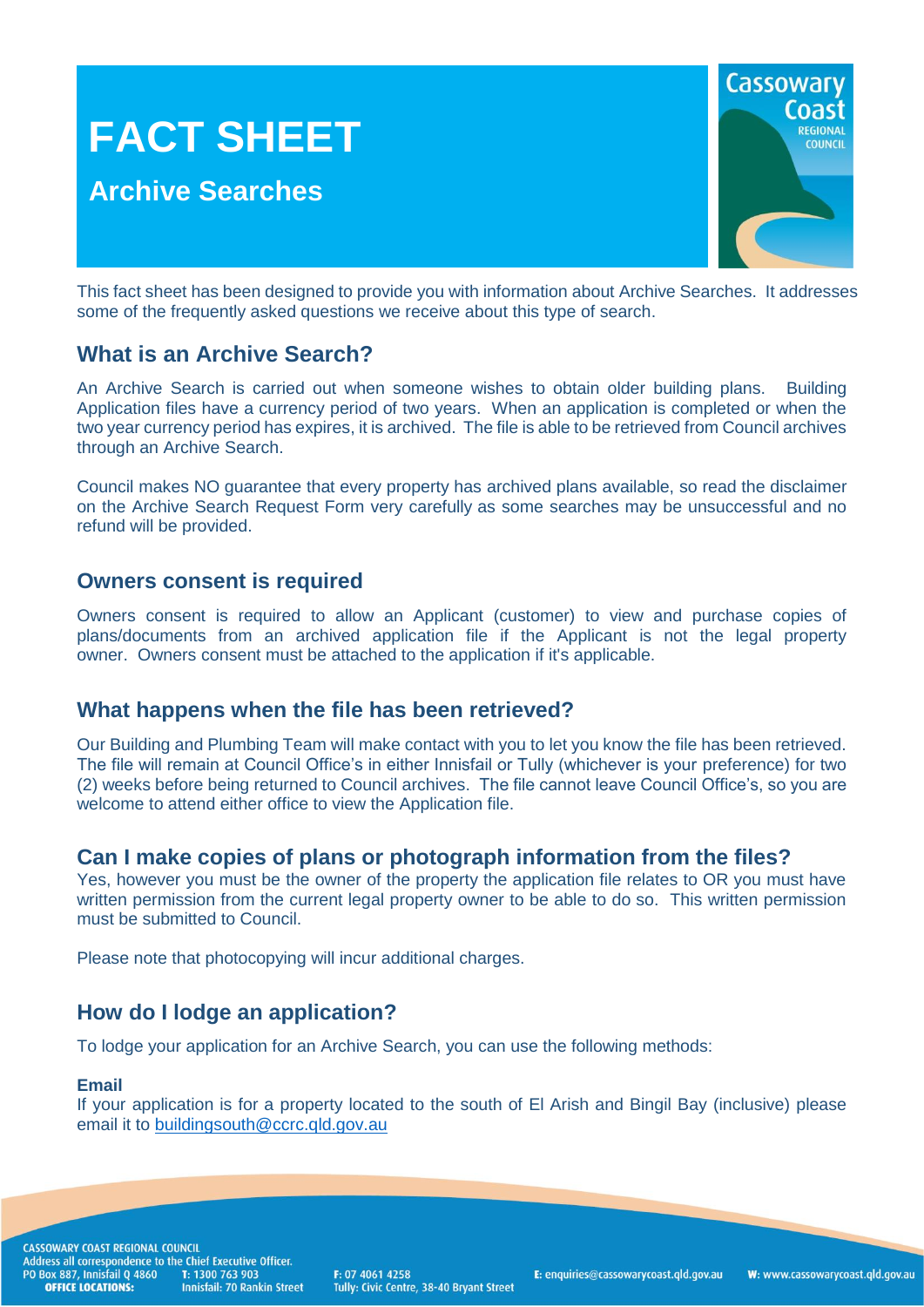# FACT SHEET

## Archive Searches

This fact sheet has been designed to provide you with information about Archive Searches. It addresses some of the frequently asked questions we receive about this type of search.

## What is an Archive Search?

An Archive Search is carried out when someone wishes to obtain older building plans. Building Application files have a currency period of two years. When an application is completed or when the two year currency period has expires, it is archived. The file is able to be retrieved from Council archives through an Archive Search.

Council makes NO guarantee that every property has archived plans available, so read the disclaimer on the Archive Search Request Form very carefully as some searches may be unsuccessful and no refund will be provided.

## Owners consent is required

Owners consent is required to allow an Applicant (customer) to view and purchase copies of plans/documents from an archived application file if the Applicant is not the legal property owner. Owners consent must be attached to the application if it's applicable.

## What happens when the file has been retrieved?

Our Building and Plumbing Team will make contact with you to let you know the file has been retrieved. The file will remain at Council Office's in either Innisfail or Tully (whichever is your preference) for two (2) weeks before being returned to Council archives. The file cannot leave Council Office's, so you are welcome to attend either office to view the Application file.

## Can I make copies of plans or photograph information from the files?

Yes, however you must be the owner of the property the application file relates to OR you must have written permission from the current legal property owner to be able to do so. This written permission must be submitted to Council.

Please note that photocopying will incur additional charges.

## How do I lodge an application?

To lodge your application for an Archive Search, you can use the following methods:

**Email**

If your application is for a property located to the south of El Arish and Bingil Bay (inclusive) please email it to buildingsouth@ccrc.qld.gov.au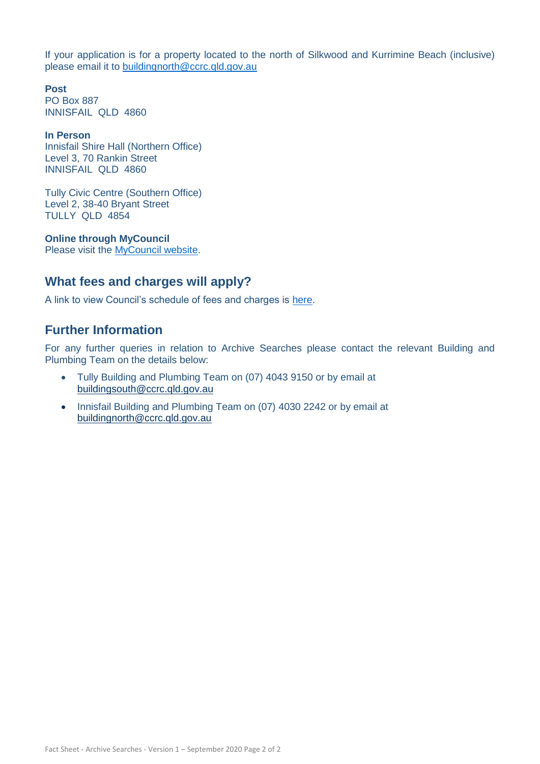If your application is for a property located to the north of Silkwood and Kurrimine Beach (inclusive) please email it to buildingnorth@ccrc.qld.gov.au

**Post**
PO Box 887
INNISFAIL QLD 4860

**In Person**
Innisfail Shire Hall (Northern Office)
Level 3, 70 Rankin Street
INNISFAIL QLD 4860

Tully Civic Centre (Southern Office)
Level 2, 38-40 Bryant Street
TULLY QLD 4854

**Online through MyCouncil**
Please visit the MyCouncil website.

## What fees and charges will apply?

A link to view Council's schedule of fees and charges is here.

## Further Information

For any further queries in relation to Archive Searches please contact the relevant Building and Plumbing Team on the details below:

- Tully Building and Plumbing Team on (07) 4043 9150 or by email at buildingsouth@ccrc.qld.gov.au
- Innisfail Building and Plumbing Team on (07) 4030 2242 or by email at buildingnorth@ccrc.qld.gov.au